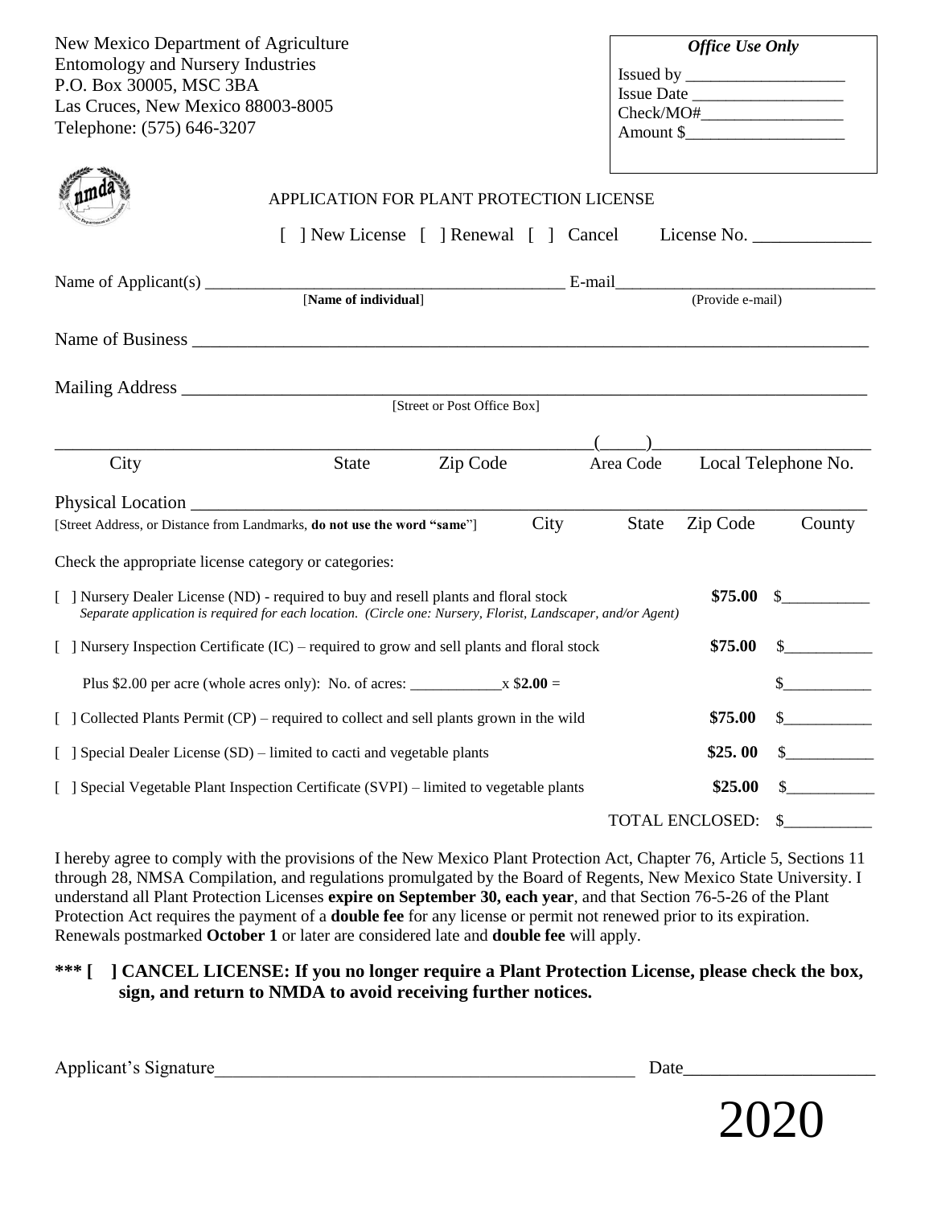New Mexico Department of Agriculture
Entomology and Nursery Industries
P.O. Box 30005, MSC 3BA
Las Cruces, New Mexico 88003-8005
Telephone: (575) 646-3207

| *Office Use Only* |
|---|
| Issued by ___________________ |
| Issue Date __________________ |
| Check/MO#_________________ |
| Amount $___________________ |

## APPLICATION FOR PLANT PROTECTION LICENSE

[ ] New License [ ] Renewal [ ] Cancel License No. _____________

Name of Applicant(s) ___________________________________________ E-mail______________________________
[**Name of individual**] (Provide e-mail)

Name of Business ______________________________________________________________________________

Mailing Address _______________________________________________________________________________
[Street or Post Office Box]

_______________________________________________________(_____)________________________
City State Zip Code Area Code Local Telephone No.

Physical Location ______________________________________________________________________________
[Street Address, or Distance from Landmarks, **do not use the word "same"**] City State Zip Code County

Check the appropriate license category or categories:

| | | |
|---|---|---|
| [ ] Nursery Dealer License (ND) - required to buy and resell plants and floral stock<br>*Separate application is required for each location. (Circle one: Nursery, Florist, Landscaper, and/or Agent)* | **$75.00** | $___________ |
| [ ] Nursery Inspection Certificate (IC) – required to grow and sell plants and floral stock | **$75.00** | $___________ |
| Plus $2.00 per acre (whole acres only): No. of acres: ____________x $**2.00** = | | $___________ |
| [ ] Collected Plants Permit (CP) – required to collect and sell plants grown in the wild | **$75.00** | $___________ |
| [ ] Special Dealer License (SD) – limited to cacti and vegetable plants | **$25. 00** | $___________ |
| [ ] Special Vegetable Plant Inspection Certificate (SVPI) – limited to vegetable plants | **$25.00** | $___________ |
| | TOTAL ENCLOSED: | $___________ |

I hereby agree to comply with the provisions of the New Mexico Plant Protection Act, Chapter 76, Article 5, Sections 11 through 28, NMSA Compilation, and regulations promulgated by the Board of Regents, New Mexico State University. I understand all Plant Protection Licenses **expire on September 30, each year**, and that Section 76-5-26 of the Plant Protection Act requires the payment of a **double fee** for any license or permit not renewed prior to its expiration. Renewals postmarked **October 1** or later are considered late and **double fee** will apply.

**\*\*\* [ ] CANCEL LICENSE: If you no longer require a Plant Protection License, please check the box, sign, and return to NMDA to avoid receiving further notices.**

Applicant's Signature_____________________________________________ Date____________________

2020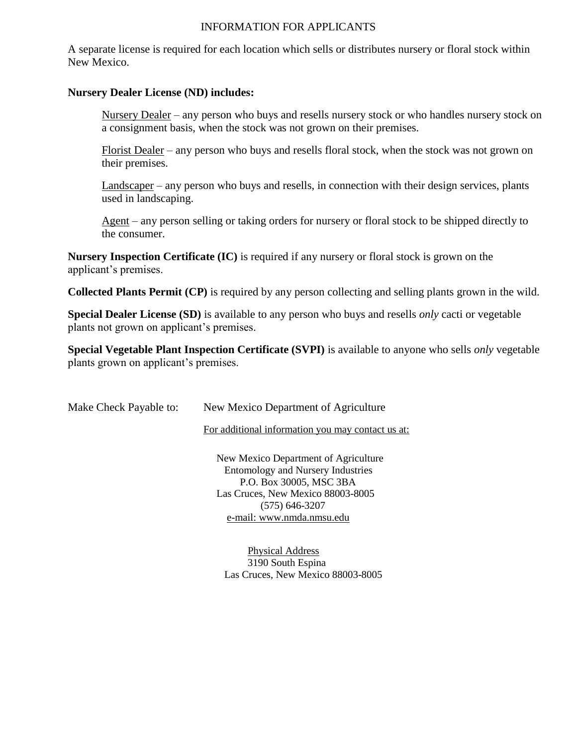# INFORMATION FOR APPLICANTS

A separate license is required for each location which sells or distributes nursery or floral stock within New Mexico.

**Nursery Dealer License (ND) includes:**

> Nursery Dealer – any person who buys and resells nursery stock or who handles nursery stock on a consignment basis, when the stock was not grown on their premises.
>
> Florist Dealer – any person who buys and resells floral stock, when the stock was not grown on their premises.
>
> Landscaper – any person who buys and resells, in connection with their design services, plants used in landscaping.
>
> Agent – any person selling or taking orders for nursery or floral stock to be shipped directly to the consumer.

**Nursery Inspection Certificate (IC)** is required if any nursery or floral stock is grown on the applicant's premises.

**Collected Plants Permit (CP)** is required by any person collecting and selling plants grown in the wild.

**Special Dealer License (SD)** is available to any person who buys and resells *only* cacti or vegetable plants not grown on applicant's premises.

**Special Vegetable Plant Inspection Certificate (SVPI)** is available to anyone who sells *only* vegetable plants grown on applicant's premises.

Make Check Payable to: New Mexico Department of Agriculture

For additional information you may contact us at:

New Mexico Department of Agriculture
Entomology and Nursery Industries
P.O. Box 30005, MSC 3BA
Las Cruces, New Mexico 88003-8005
(575) 646-3207
e-mail: www.nmda.nmsu.edu

Physical Address
3190 South Espina
Las Cruces, New Mexico 88003-8005